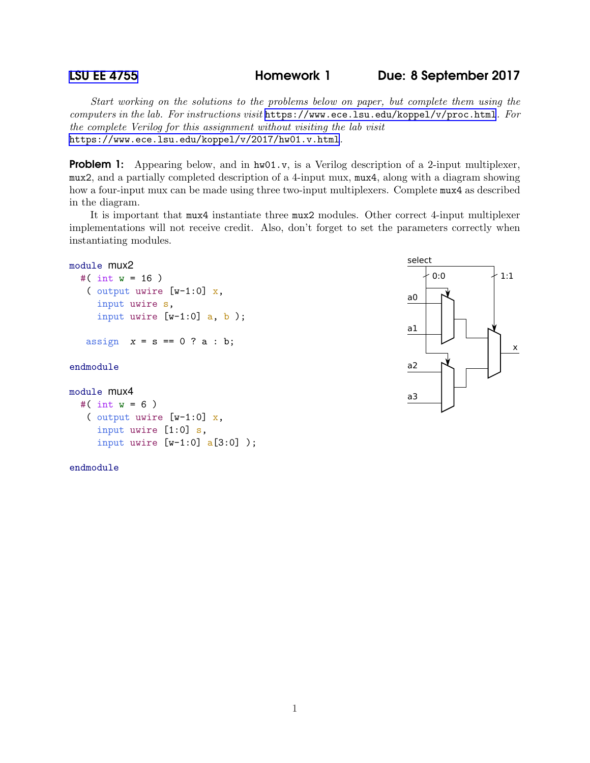LSU EE 4755 **Homework 1** **Due: 8 September 2017**

*Start working on the solutions to the problems below on paper, but complete them using the computers in the lab. For instructions visit* https://www.ece.lsu.edu/koppel/v/proc.html*. For the complete Verilog for this assignment without visiting the lab visit* https://www.ece.lsu.edu/koppel/v/2017/hw01.v.html.

**Problem 1:** Appearing below, and in `hw01.v`, is a Verilog description of a 2-input multiplexer, `mux2`, and a partially completed description of a 4-input mux, `mux4`, along with a diagram showing how a four-input mux can be made using three two-input multiplexers. Complete `mux4` as described in the diagram.

It is important that `mux4` instantiate three `mux2` modules. Other correct 4-input multiplexer implementations will not receive credit. Also, don't forget to set the parameters correctly when instantiating modules.

```
module mux2
  #( int w = 16 )
   ( output uwire [w-1:0] x,
     input uwire s,
     input uwire [w-1:0] a, b );

   assign  x = s == 0 ? a : b;

endmodule

module mux4
  #( int w = 6 )
   ( output uwire [w-1:0] x,
     input uwire [1:0] s,
     input uwire [w-1:0] a[3:0] );

endmodule
```

[Diagram: select bits 0:0 drive two first-level muxes (a0/a1 and a2/a3); select bit 1:1 drives the second-level mux combining their outputs into x.]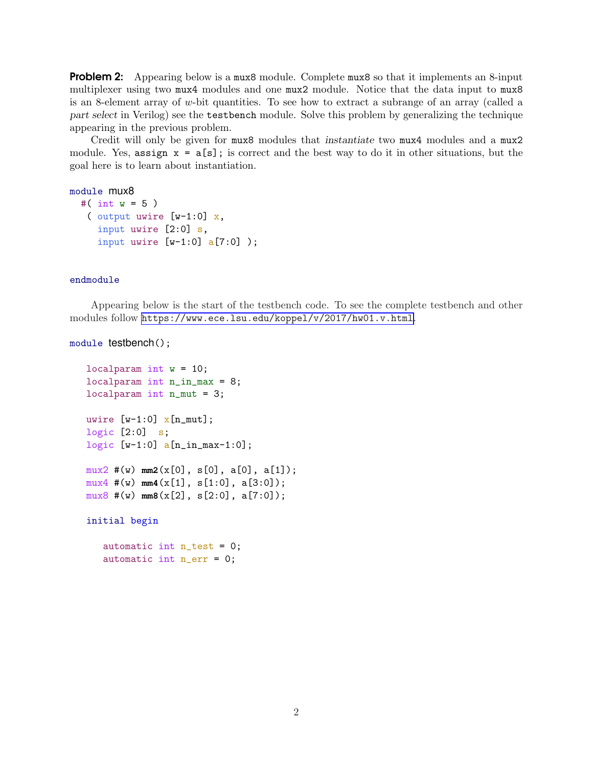**Problem 2:** Appearing below is a `mux8` module. Complete `mux8` so that it implements an 8-input multiplexer using two `mux4` modules and one `mux2` module. Notice that the data input to `mux8` is an 8-element array of $w$-bit quantities. To see how to extract a subrange of an array (called a *part select* in Verilog) see the `testbench` module. Solve this problem by generalizing the technique appearing in the previous problem.

Credit will only be given for `mux8` modules that *instantiate* two `mux4` modules and a `mux2` module. Yes, `assign x = a[s];` is correct and the best way to do it in other situations, but the goal here is to learn about instantiation.

```
module mux8
  #( int w = 5 )
   ( output uwire [w-1:0] x,
     input uwire [2:0] s,
     input uwire [w-1:0] a[7:0] );


endmodule
```

Appearing below is the start of the testbench code. To see the complete testbench and other modules follow https://www.ece.lsu.edu/koppel/v/2017/hw01.v.html.

```
module testbench();

   localparam int w = 10;
   localparam int n_in_max = 8;
   localparam int n_mut = 3;

   uwire [w-1:0] x[n_mut];
   logic [2:0]  s;
   logic [w-1:0] a[n_in_max-1:0];

   mux2 #(w) mm2(x[0], s[0], a[0], a[1]);
   mux4 #(w) mm4(x[1], s[1:0], a[3:0]);
   mux8 #(w) mm8(x[2], s[2:0], a[7:0]);

   initial begin

      automatic int n_test = 0;
      automatic int n_err = 0;
```